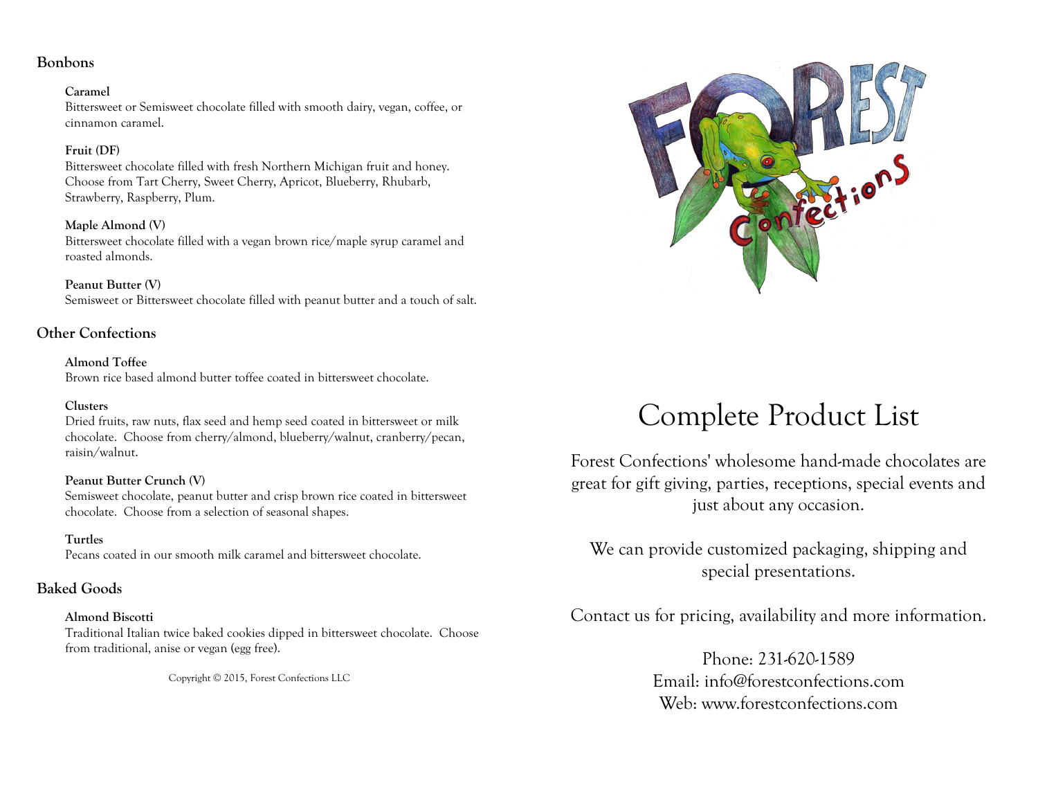## Bonbons

**Caramel**
Bittersweet or Semisweet chocolate filled with smooth dairy, vegan, coffee, or cinnamon caramel.

**Fruit (DF)**
Bittersweet chocolate filled with fresh Northern Michigan fruit and honey. Choose from Tart Cherry, Sweet Cherry, Apricot, Blueberry, Rhubarb, Strawberry, Raspberry, Plum.

**Maple Almond (V)**
Bittersweet chocolate filled with a vegan brown rice/maple syrup caramel and roasted almonds.

**Peanut Butter (V)**
Semisweet or Bittersweet chocolate filled with peanut butter and a touch of salt.

## Other Confections

**Almond Toffee**
Brown rice based almond butter toffee coated in bittersweet chocolate.

**Clusters**
Dried fruits, raw nuts, flax seed and hemp seed coated in bittersweet or milk chocolate. Choose from cherry/almond, blueberry/walnut, cranberry/pecan, raisin/walnut.

**Peanut Butter Crunch (V)**
Semisweet chocolate, peanut butter and crisp brown rice coated in bittersweet chocolate. Choose from a selection of seasonal shapes.

**Turtles**
Pecans coated in our smooth milk caramel and bittersweet chocolate.

## Baked Goods

**Almond Biscotti**
Traditional Italian twice baked cookies dipped in bittersweet chocolate. Choose from traditional, anise or vegan (egg free).

Copyright © 2015, Forest Confections LLC

# Complete Product List

Forest Confections' wholesome hand-made chocolates are great for gift giving, parties, receptions, special events and just about any occasion.

We can provide customized packaging, shipping and special presentations.

Contact us for pricing, availability and more information.

Phone: 231-620-1589
Email: info@forestconfections.com
Web: www.forestconfections.com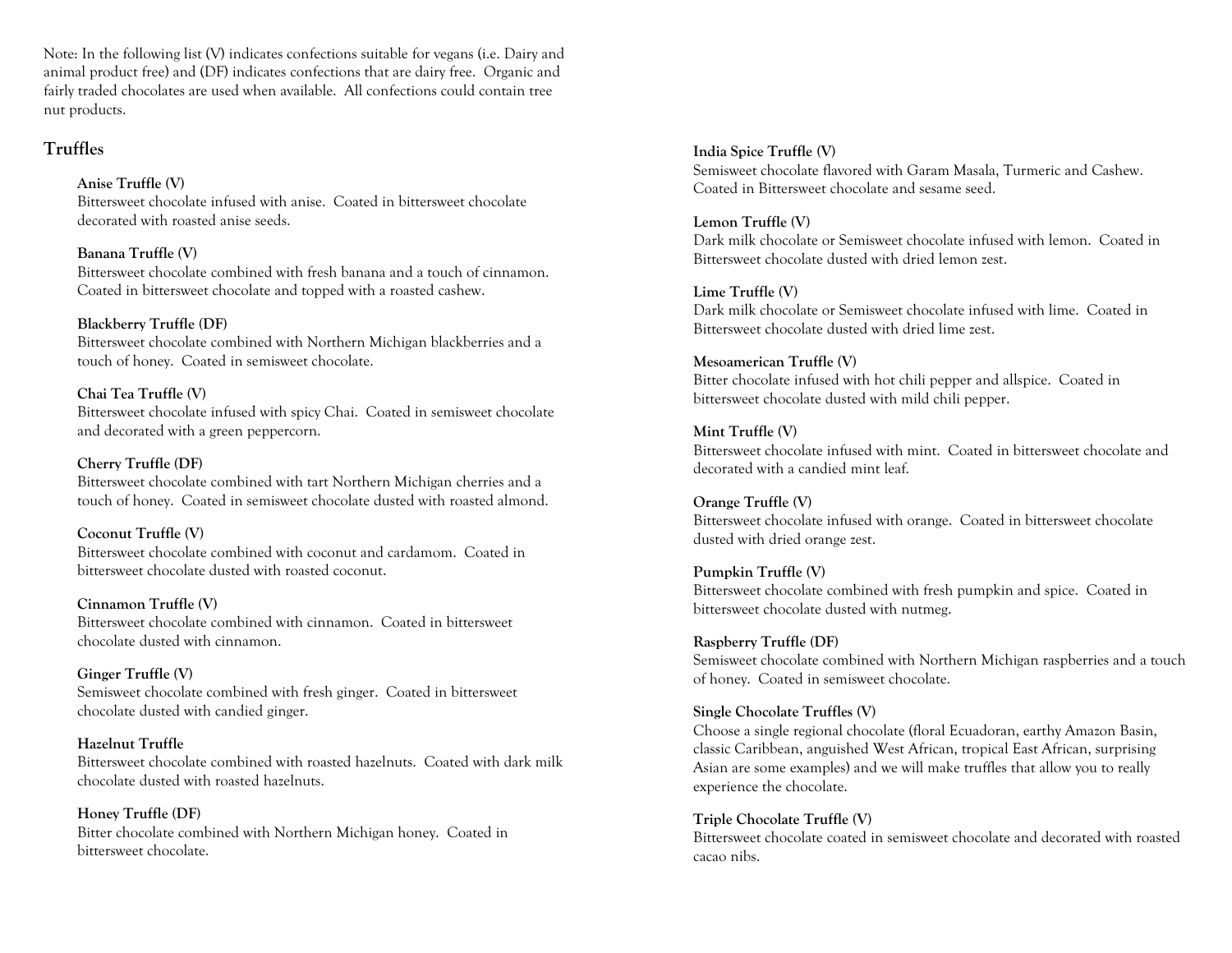Note: In the following list (V) indicates confections suitable for vegans (i.e. Dairy and animal product free) and (DF) indicates confections that are dairy free. Organic and fairly traded chocolates are used when available. All confections could contain tree nut products.

## Truffles

**Anise Truffle (V)**
Bittersweet chocolate infused with anise. Coated in bittersweet chocolate decorated with roasted anise seeds.

**Banana Truffle (V)**
Bittersweet chocolate combined with fresh banana and a touch of cinnamon. Coated in bittersweet chocolate and topped with a roasted cashew.

**Blackberry Truffle (DF)**
Bittersweet chocolate combined with Northern Michigan blackberries and a touch of honey. Coated in semisweet chocolate.

**Chai Tea Truffle (V)**
Bittersweet chocolate infused with spicy Chai. Coated in semisweet chocolate and decorated with a green peppercorn.

**Cherry Truffle (DF)**
Bittersweet chocolate combined with tart Northern Michigan cherries and a touch of honey. Coated in semisweet chocolate dusted with roasted almond.

**Coconut Truffle (V)**
Bittersweet chocolate combined with coconut and cardamom. Coated in bittersweet chocolate dusted with roasted coconut.

**Cinnamon Truffle (V)**
Bittersweet chocolate combined with cinnamon. Coated in bittersweet chocolate dusted with cinnamon.

**Ginger Truffle (V)**
Semisweet chocolate combined with fresh ginger. Coated in bittersweet chocolate dusted with candied ginger.

**Hazelnut Truffle**
Bittersweet chocolate combined with roasted hazelnuts. Coated with dark milk chocolate dusted with roasted hazelnuts.

**Honey Truffle (DF)**
Bitter chocolate combined with Northern Michigan honey. Coated in bittersweet chocolate.

**India Spice Truffle (V)**
Semisweet chocolate flavored with Garam Masala, Turmeric and Cashew. Coated in Bittersweet chocolate and sesame seed.

**Lemon Truffle (V)**
Dark milk chocolate or Semisweet chocolate infused with lemon. Coated in Bittersweet chocolate dusted with dried lemon zest.

**Lime Truffle (V)**
Dark milk chocolate or Semisweet chocolate infused with lime. Coated in Bittersweet chocolate dusted with dried lime zest.

**Mesoamerican Truffle (V)**
Bitter chocolate infused with hot chili pepper and allspice. Coated in bittersweet chocolate dusted with mild chili pepper.

**Mint Truffle (V)**
Bittersweet chocolate infused with mint. Coated in bittersweet chocolate and decorated with a candied mint leaf.

**Orange Truffle (V)**
Bittersweet chocolate infused with orange. Coated in bittersweet chocolate dusted with dried orange zest.

**Pumpkin Truffle (V)**
Bittersweet chocolate combined with fresh pumpkin and spice. Coated in bittersweet chocolate dusted with nutmeg.

**Raspberry Truffle (DF)**
Semisweet chocolate combined with Northern Michigan raspberries and a touch of honey. Coated in semisweet chocolate.

**Single Chocolate Truffles (V)**
Choose a single regional chocolate (floral Ecuadoran, earthy Amazon Basin, classic Caribbean, anguished West African, tropical East African, surprising Asian are some examples) and we will make truffles that allow you to really experience the chocolate.

**Triple Chocolate Truffle (V)**
Bittersweet chocolate coated in semisweet chocolate and decorated with roasted cacao nibs.